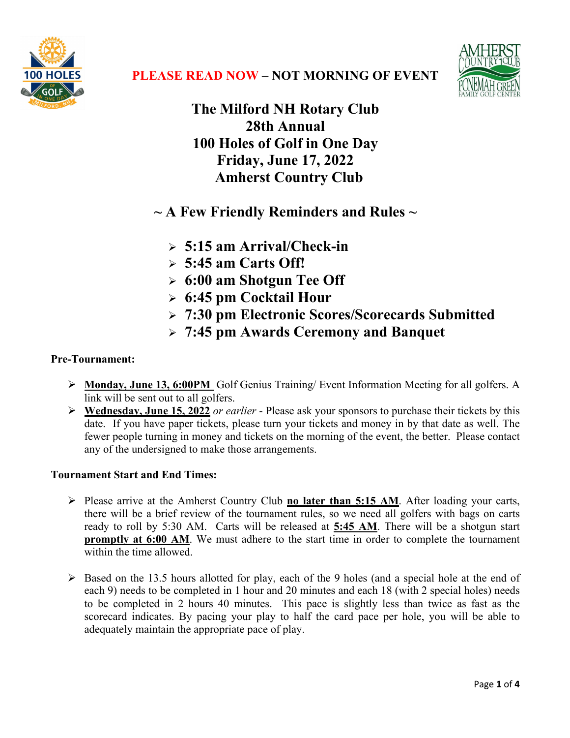**PLEASE READ NOW – NOT MORNING OF EVENT**

# The Milford NH Rotary Club
# 28th Annual
# 100 Holes of Golf in One Day
# Friday, June 17, 2022
# Amherst Country Club

## ~ A Few Friendly Reminders and Rules ~

- **5:15 am Arrival/Check-in**
- **5:45 am Carts Off!**
- **6:00 am Shotgun Tee Off**
- **6:45 pm Cocktail Hour**
- **7:30 pm Electronic Scores/Scorecards Submitted**
- **7:45 pm Awards Ceremony and Banquet**

**Pre-Tournament:**

- **Monday, June 13, 6:00PM** Golf Genius Training/ Event Information Meeting for all golfers. A link will be sent out to all golfers.
- **Wednesday, June 15, 2022** *or earlier* - Please ask your sponsors to purchase their tickets by this date. If you have paper tickets, please turn your tickets and money in by that date as well. The fewer people turning in money and tickets on the morning of the event, the better. Please contact any of the undersigned to make those arrangements.

**Tournament Start and End Times:**

- Please arrive at the Amherst Country Club **no later than 5:15 AM**. After loading your carts, there will be a brief review of the tournament rules, so we need all golfers with bags on carts ready to roll by 5:30 AM. Carts will be released at **5:45 AM**. There will be a shotgun start **promptly at 6:00 AM**. We must adhere to the start time in order to complete the tournament within the time allowed.

- Based on the 13.5 hours allotted for play, each of the 9 holes (and a special hole at the end of each 9) needs to be completed in 1 hour and 20 minutes and each 18 (with 2 special holes) needs to be completed in 2 hours 40 minutes. This pace is slightly less than twice as fast as the scorecard indicates. By pacing your play to half the card pace per hole, you will be able to adequately maintain the appropriate pace of play.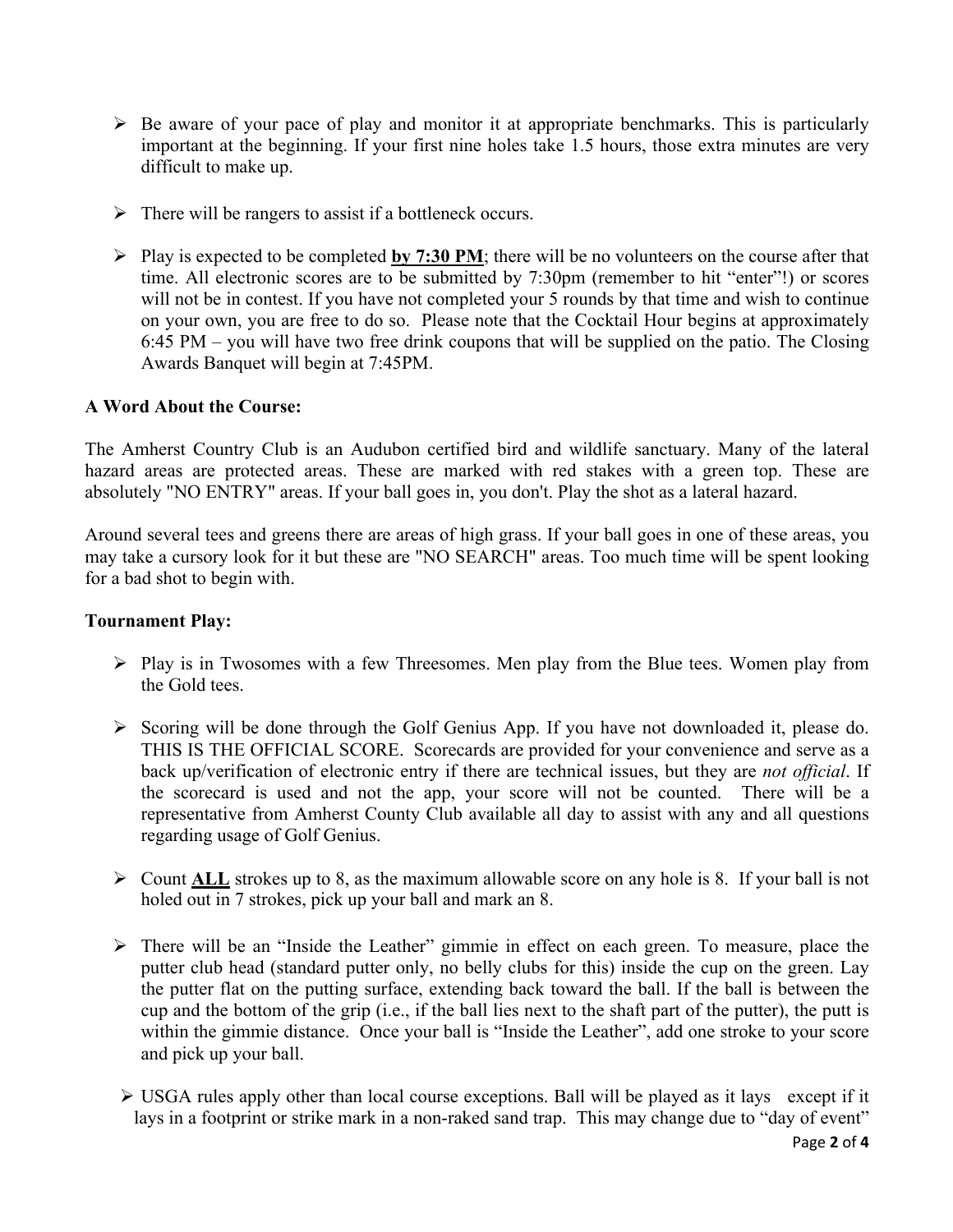- Be aware of your pace of play and monitor it at appropriate benchmarks. This is particularly important at the beginning. If your first nine holes take 1.5 hours, those extra minutes are very difficult to make up.

- There will be rangers to assist if a bottleneck occurs.

- Play is expected to be completed **by 7:30 PM**; there will be no volunteers on the course after that time. All electronic scores are to be submitted by 7:30pm (remember to hit "enter"!) or scores will not be in contest. If you have not completed your 5 rounds by that time and wish to continue on your own, you are free to do so. Please note that the Cocktail Hour begins at approximately 6:45 PM – you will have two free drink coupons that will be supplied on the patio. The Closing Awards Banquet will begin at 7:45PM.

**A Word About the Course:**

The Amherst Country Club is an Audubon certified bird and wildlife sanctuary. Many of the lateral hazard areas are protected areas. These are marked with red stakes with a green top. These are absolutely "NO ENTRY" areas. If your ball goes in, you don't. Play the shot as a lateral hazard.

Around several tees and greens there are areas of high grass. If your ball goes in one of these areas, you may take a cursory look for it but these are "NO SEARCH" areas. Too much time will be spent looking for a bad shot to begin with.

**Tournament Play:**

- Play is in Twosomes with a few Threesomes. Men play from the Blue tees. Women play from the Gold tees.

- Scoring will be done through the Golf Genius App. If you have not downloaded it, please do. THIS IS THE OFFICIAL SCORE. Scorecards are provided for your convenience and serve as a back up/verification of electronic entry if there are technical issues, but they are *not official*. If the scorecard is used and not the app, your score will not be counted. There will be a representative from Amherst County Club available all day to assist with any and all questions regarding usage of Golf Genius.

- Count **ALL** strokes up to 8, as the maximum allowable score on any hole is 8. If your ball is not holed out in 7 strokes, pick up your ball and mark an 8.

- There will be an "Inside the Leather" gimmie in effect on each green. To measure, place the putter club head (standard putter only, no belly clubs for this) inside the cup on the green. Lay the putter flat on the putting surface, extending back toward the ball. If the ball is between the cup and the bottom of the grip (i.e., if the ball lies next to the shaft part of the putter), the putt is within the gimmie distance. Once your ball is "Inside the Leather", add one stroke to your score and pick up your ball.

- USGA rules apply other than local course exceptions. Ball will be played as it lays except if it lays in a footprint or strike mark in a non-raked sand trap. This may change due to "day of event"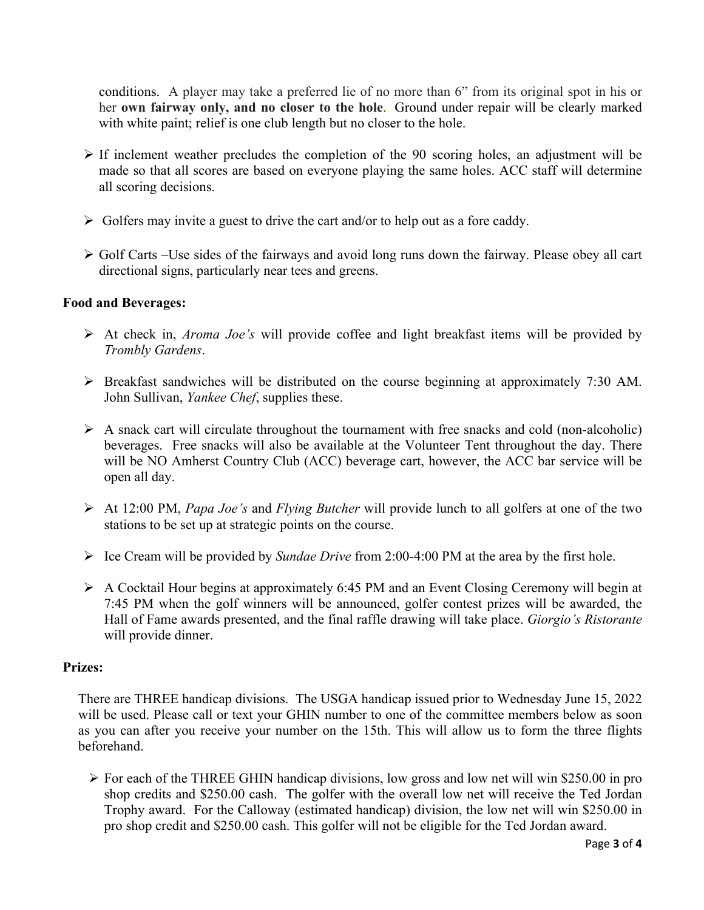conditions. A player may take a preferred lie of no more than 6” from its original spot in his or her **own fairway only, and no closer to the hole**. Ground under repair will be clearly marked with white paint; relief is one club length but no closer to the hole.

- If inclement weather precludes the completion of the 90 scoring holes, an adjustment will be made so that all scores are based on everyone playing the same holes. ACC staff will determine all scoring decisions.
- Golfers may invite a guest to drive the cart and/or to help out as a fore caddy.
- Golf Carts –Use sides of the fairways and avoid long runs down the fairway. Please obey all cart directional signs, particularly near tees and greens.

**Food and Beverages:**

- At check in, *Aroma Joe’s* will provide coffee and light breakfast items will be provided by *Trombly Gardens*.
- Breakfast sandwiches will be distributed on the course beginning at approximately 7:30 AM. John Sullivan, *Yankee Chef*, supplies these.
- A snack cart will circulate throughout the tournament with free snacks and cold (non-alcoholic) beverages. Free snacks will also be available at the Volunteer Tent throughout the day. There will be NO Amherst Country Club (ACC) beverage cart, however, the ACC bar service will be open all day.
- At 12:00 PM, *Papa Joe’s* and *Flying Butcher* will provide lunch to all golfers at one of the two stations to be set up at strategic points on the course.
- Ice Cream will be provided by *Sundae Drive* from 2:00-4:00 PM at the area by the first hole.
- A Cocktail Hour begins at approximately 6:45 PM and an Event Closing Ceremony will begin at 7:45 PM when the golf winners will be announced, golfer contest prizes will be awarded, the Hall of Fame awards presented, and the final raffle drawing will take place. *Giorgio’s Ristorante* will provide dinner.

**Prizes:**

There are THREE handicap divisions. The USGA handicap issued prior to Wednesday June 15, 2022 will be used. Please call or text your GHIN number to one of the committee members below as soon as you can after you receive your number on the 15th. This will allow us to form the three flights beforehand.

- For each of the THREE GHIN handicap divisions, low gross and low net will win $250.00 in pro shop credits and $250.00 cash. The golfer with the overall low net will receive the Ted Jordan Trophy award. For the Calloway (estimated handicap) division, the low net will win $250.00 in pro shop credit and $250.00 cash. This golfer will not be eligible for the Ted Jordan award.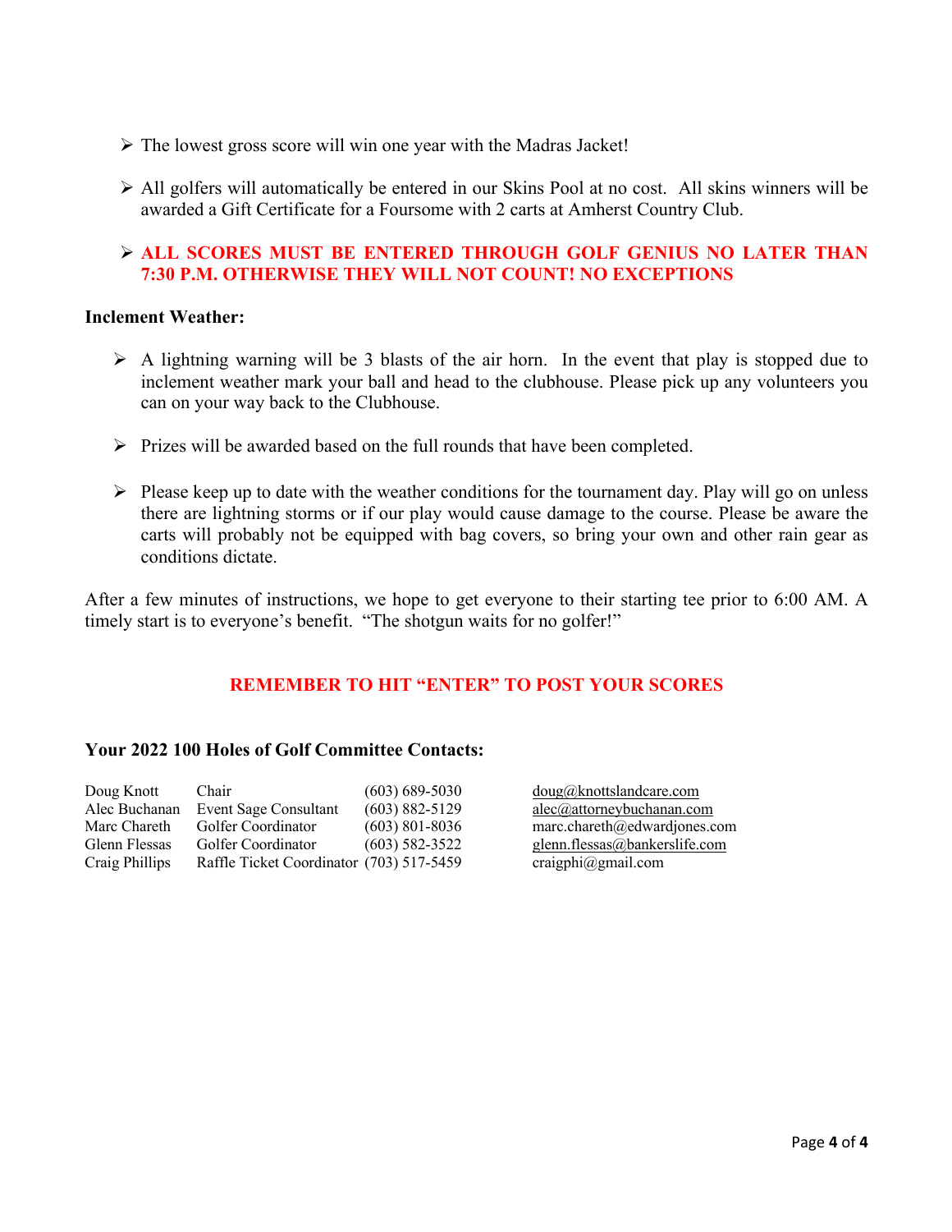- The lowest gross score will win one year with the Madras Jacket!
- All golfers will automatically be entered in our Skins Pool at no cost. All skins winners will be awarded a Gift Certificate for a Foursome with 2 carts at Amherst Country Club.
- **ALL SCORES MUST BE ENTERED THROUGH GOLF GENIUS NO LATER THAN 7:30 P.M. OTHERWISE THEY WILL NOT COUNT! NO EXCEPTIONS**

**Inclement Weather:**

- A lightning warning will be 3 blasts of the air horn. In the event that play is stopped due to inclement weather mark your ball and head to the clubhouse. Please pick up any volunteers you can on your way back to the Clubhouse.
- Prizes will be awarded based on the full rounds that have been completed.
- Please keep up to date with the weather conditions for the tournament day. Play will go on unless there are lightning storms or if our play would cause damage to the course. Please be aware the carts will probably not be equipped with bag covers, so bring your own and other rain gear as conditions dictate.

After a few minutes of instructions, we hope to get everyone to their starting tee prior to 6:00 AM. A timely start is to everyone's benefit. "The shotgun waits for no golfer!"

**REMEMBER TO HIT "ENTER" TO POST YOUR SCORES**

**Your 2022 100 Holes of Golf Committee Contacts:**

| | | | |
|---|---|---|---|
| Doug Knott | Chair | (603) 689-5030 | doug@knottslandcare.com |
| Alec Buchanan | Event Sage Consultant | (603) 882-5129 | alec@attorneybuchanan.com |
| Marc Chareth | Golfer Coordinator | (603) 801-8036 | marc.chareth@edwardjones.com |
| Glenn Flessas | Golfer Coordinator | (603) 582-3522 | glenn.flessas@bankerslife.com |
| Craig Phillips | Raffle Ticket Coordinator | (703) 517-5459 | craigphi@gmail.com |